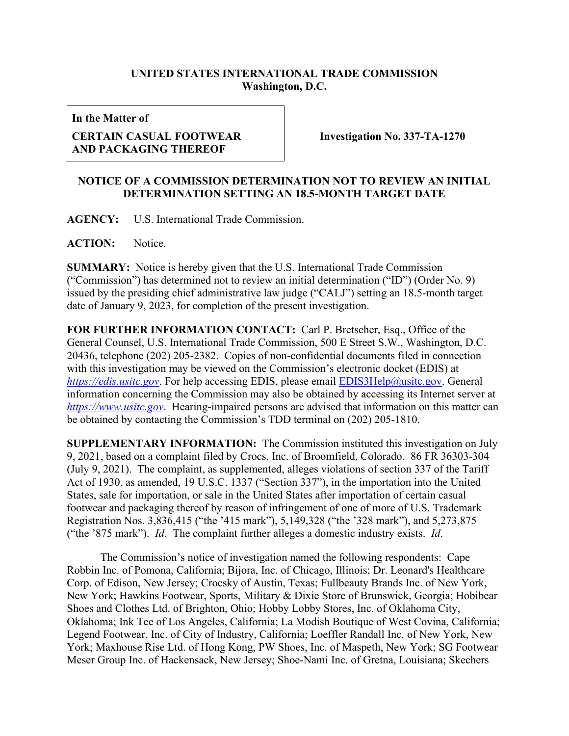**UNITED STATES INTERNATIONAL TRADE COMMISSION**
**Washington, D.C.**

| In the Matter of | |
|---|---|
| **CERTAIN CASUAL FOOTWEAR AND PACKAGING THEREOF** | **Investigation No. 337-TA-1270** |

## NOTICE OF A COMMISSION DETERMINATION NOT TO REVIEW AN INITIAL DETERMINATION SETTING AN 18.5-MONTH TARGET DATE

**AGENCY:** U.S. International Trade Commission.

**ACTION:** Notice.

**SUMMARY:** Notice is hereby given that the U.S. International Trade Commission ("Commission") has determined not to review an initial determination ("ID") (Order No. 9) issued by the presiding chief administrative law judge ("CALJ") setting an 18.5-month target date of January 9, 2023, for completion of the present investigation.

**FOR FURTHER INFORMATION CONTACT:** Carl P. Bretscher, Esq., Office of the General Counsel, U.S. International Trade Commission, 500 E Street S.W., Washington, D.C. 20436, telephone (202) 205-2382. Copies of non-confidential documents filed in connection with this investigation may be viewed on the Commission's electronic docket (EDIS) at *https://edis.usitc.gov*. For help accessing EDIS, please email EDIS3Help@usitc.gov. General information concerning the Commission may also be obtained by accessing its Internet server at *https://www.usitc.gov*. Hearing-impaired persons are advised that information on this matter can be obtained by contacting the Commission's TDD terminal on (202) 205-1810.

**SUPPLEMENTARY INFORMATION:** The Commission instituted this investigation on July 9, 2021, based on a complaint filed by Crocs, Inc. of Broomfield, Colorado. 86 FR 36303-304 (July 9, 2021). The complaint, as supplemented, alleges violations of section 337 of the Tariff Act of 1930, as amended, 19 U.S.C. 1337 ("Section 337"), in the importation into the United States, sale for importation, or sale in the United States after importation of certain casual footwear and packaging thereof by reason of infringement of one of more of U.S. Trademark Registration Nos. 3,836,415 ("the '415 mark"), 5,149,328 ("the '328 mark"), and 5,273,875 ("the '875 mark"). *Id*. The complaint further alleges a domestic industry exists. *Id*.

The Commission's notice of investigation named the following respondents: Cape Robbin Inc. of Pomona, California; Bijora, Inc. of Chicago, Illinois; Dr. Leonard's Healthcare Corp. of Edison, New Jersey; Crocsky of Austin, Texas; Fullbeauty Brands Inc. of New York, New York; Hawkins Footwear, Sports, Military & Dixie Store of Brunswick, Georgia; Hobibear Shoes and Clothes Ltd. of Brighton, Ohio; Hobby Lobby Stores, Inc. of Oklahoma City, Oklahoma; Ink Tee of Los Angeles, California; La Modish Boutique of West Covina, California; Legend Footwear, Inc. of City of Industry, California; Loeffler Randall Inc. of New York, New York; Maxhouse Rise Ltd. of Hong Kong, PW Shoes, Inc. of Maspeth, New York; SG Footwear Meser Group Inc. of Hackensack, New Jersey; Shoe-Nami Inc. of Gretna, Louisiana; Skechers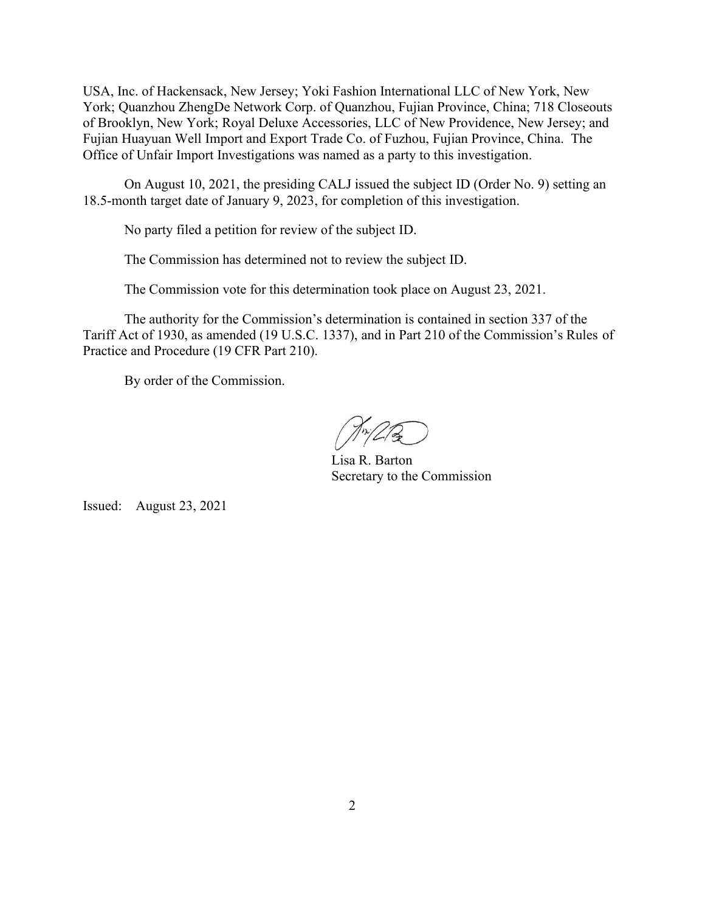USA, Inc. of Hackensack, New Jersey; Yoki Fashion International LLC of New York, New York; Quanzhou ZhengDe Network Corp. of Quanzhou, Fujian Province, China; 718 Closeouts of Brooklyn, New York; Royal Deluxe Accessories, LLC of New Providence, New Jersey; and Fujian Huayuan Well Import and Export Trade Co. of Fuzhou, Fujian Province, China. The Office of Unfair Import Investigations was named as a party to this investigation.

On August 10, 2021, the presiding CALJ issued the subject ID (Order No. 9) setting an 18.5-month target date of January 9, 2023, for completion of this investigation.

No party filed a petition for review of the subject ID.

The Commission has determined not to review the subject ID.

The Commission vote for this determination took place on August 23, 2021.

The authority for the Commission's determination is contained in section 337 of the Tariff Act of 1930, as amended (19 U.S.C. 1337), and in Part 210 of the Commission's Rules of Practice and Procedure (19 CFR Part 210).

By order of the Commission.

Lisa R. Barton  
Secretary to the Commission

Issued: August 23, 2021